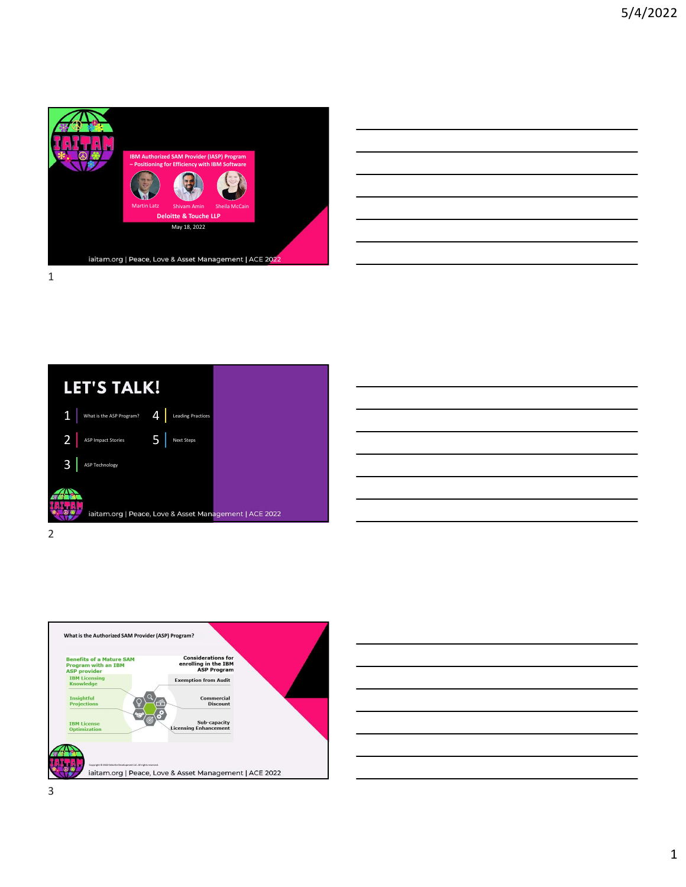## IBM Authorized SAM Provider (IASP) Program – Positioning for Efficiency with IBM Software

Martin Latz

Shivam Amin

Sheila McCain

**Deloitte & Touche LLP**

May 18, 2022

iaitam.org | Peace, Love & Asset Management | ACE 2022

## LET'S TALK!

1. What is the ASP Program?
2. ASP Impact Stories
3. ASP Technology
4. Leading Practices
5. Next Steps

iaitam.org | Peace, Love & Asset Management | ACE 2022

## What is the Authorized SAM Provider (ASP) Program?

**Benefits of a Mature SAM Program with an IBM ASP provider**

- IBM Licensing Knowledge
- Insightful Projections
- IBM License Optimization

**Considerations for enrolling in the IBM ASP Program**

- Exemption from Audit
- Commercial Discount
- Sub-capacity Licensing Enhancement

Copyright © 2022 Deloitte Development LLC. All rights reserved.

iaitam.org | Peace, Love & Asset Management | ACE 2022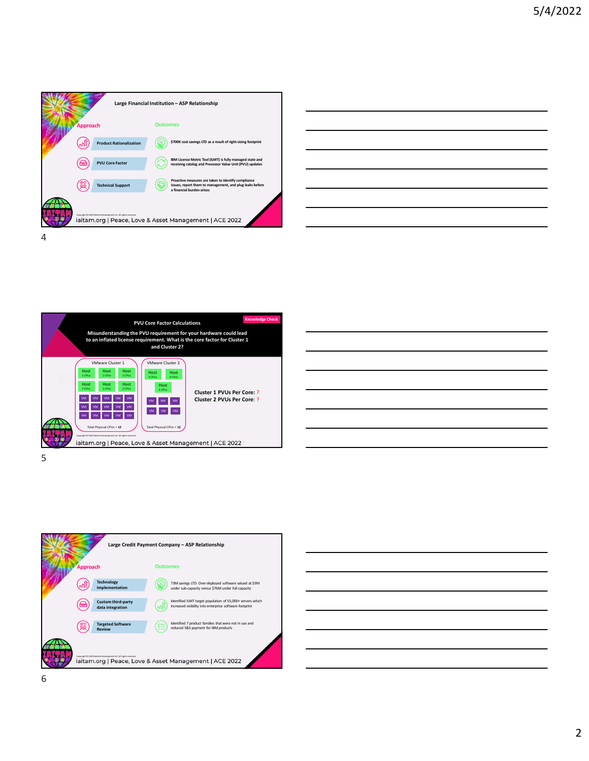## Large Financial Institution – ASP Relationship

**Approach**

- Product Rationalization
- PVU Core Factor
- Technical Support

**Outcomes**

- $700K cost savings LTD as a result of right-sizing footprint
- IBM License Metric Tool (ILMT) is fully managed state and receiving catalog and Processor Value Unit (PVU) updates
- Proactive measures are taken to identify compliance issues, report them to management, and plug leaks before a financial burden arises

Copyright © 2022 Deloitte Development LLC. All rights reserved.

iaitam.org | Peace, Love & Asset Management | ACE 2022

## PVU Core Factor Calculations

Knowledge Check

**Misunderstanding the PVU requirement for your hardware could lead to an inflated license requirement. What is the core factor for Cluster 1 and Cluster 2?**

VMware Cluster 1: 6 Hosts (2 CPUs each), 15 VMs — Total Physical CPUs = 12

VMware Cluster 2: 3 Hosts (4 CPUs each), 6 VMs — Total Physical CPUs = 12

**Cluster 1 PVUs Per Core:** ?

**Cluster 2 PVUs Per Core:** ?

Copyright © 2022 Deloitte Development LLC. All rights reserved.

iaitam.org | Peace, Love & Asset Management | ACE 2022

## Large Credit Payment Company – ASP Relationship

**Approach**

- Technology Implementation
- Custom third-party data integration
- Targeted Software Review

**Outcomes**

- 73M savings LTD: Over-deployed software valued at $3M under sub-capacity versus $76M under full-capacity
- Identified ILMT target population of 55,000+ servers which increased visibility into enterprise software footprint
- Identified 7 product families that were not in use and reduced S&S payment for IBM products

Copyright © 2022 Deloitte Development LLC. All rights reserved.

iaitam.org | Peace, Love & Asset Management | ACE 2022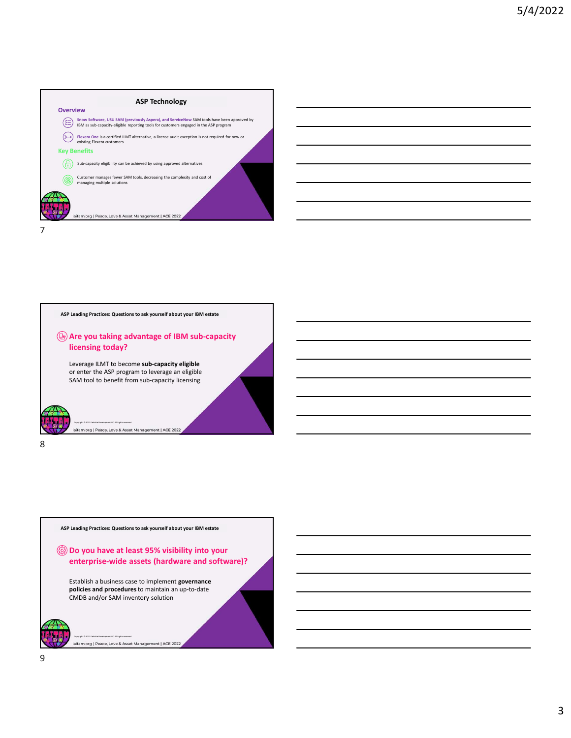## ASP Technology

### Overview

- **Snow Software, USU SAM (previously Aspera), and ServiceNow** SAM tools have been approved by IBM as sub-capacity-eligible reporting tools for customers engaged in the ASP program
- **Flexera One** is a certified ILMT alternative, a license audit exception is not required for new or existing Flexera customers

### Key Benefits

- Sub-capacity eligibility can be achieved by using approved alternatives
- Customer manages fewer SAM tools, decreasing the complexity and cost of managing multiple solutions

iaitam.org | Peace, Love & Asset Management | ACE 2022

---

**ASP Leading Practices: Questions to ask yourself about your IBM estate**

### Are you taking advantage of IBM sub-capacity licensing today?

Leverage ILMT to become **sub-capacity eligible** or enter the ASP program to leverage an eligible SAM tool to benefit from sub-capacity licensing

Copyright © 2022 Deloitte Development LLC. All rights reserved.

iaitam.org | Peace, Love & Asset Management | ACE 2022

---

**ASP Leading Practices: Questions to ask yourself about your IBM estate**

### Do you have at least 95% visibility into your enterprise-wide assets (hardware and software)?

Establish a business case to implement **governance policies and procedures** to maintain an up-to-date CMDB and/or SAM inventory solution

Copyright © 2022 Deloitte Development LLC. All rights reserved.

iaitam.org | Peace, Love & Asset Management | ACE 2022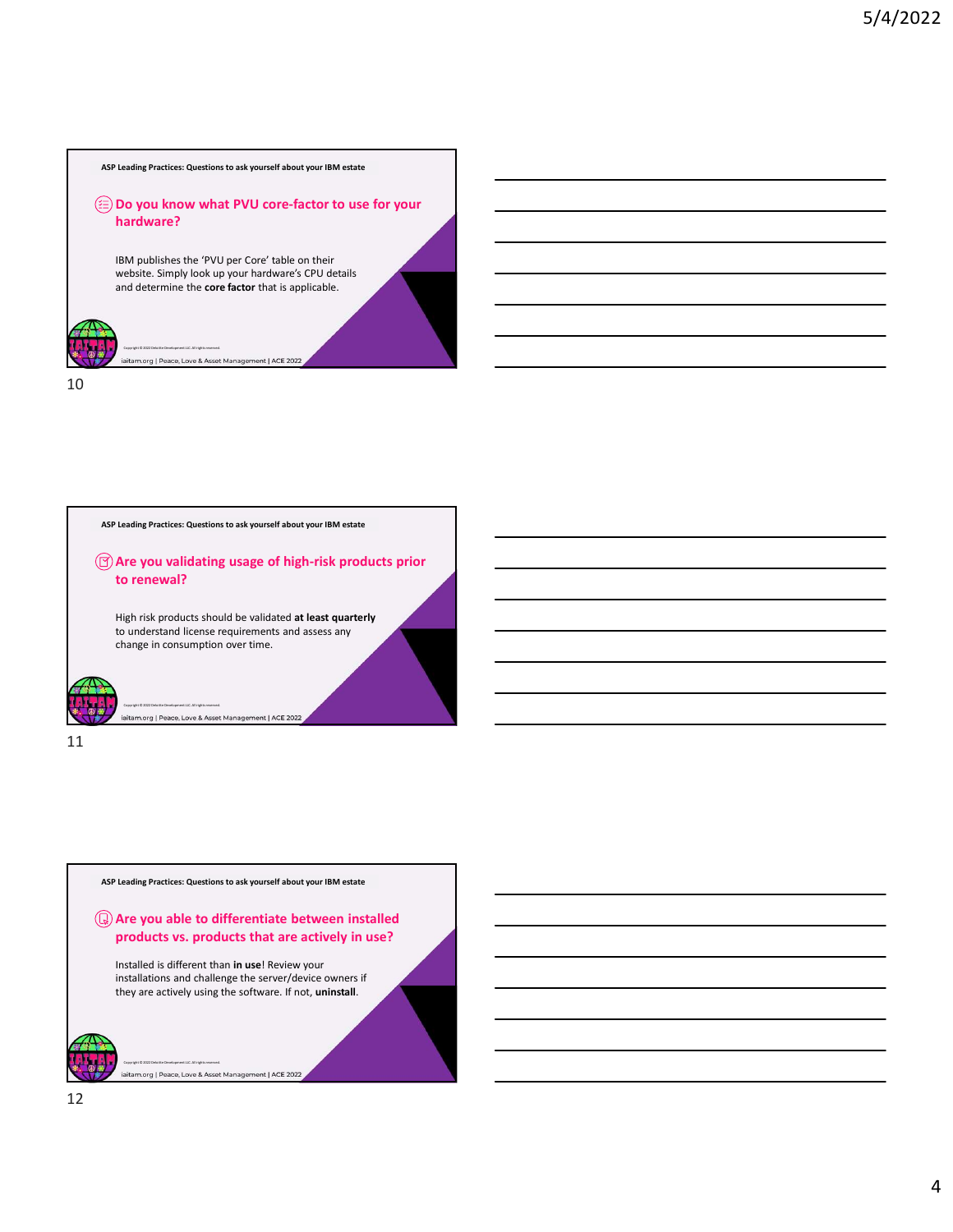ASP Leading Practices: Questions to ask yourself about your IBM estate

## Do you know what PVU core-factor to use for your hardware?

IBM publishes the 'PVU per Core' table on their website. Simply look up your hardware's CPU details and determine the **core factor** that is applicable.

Copyright © 2022 Deloitte Development LLC. All rights reserved.

iaitam.org | Peace, Love & Asset Management | ACE 2022

10

ASP Leading Practices: Questions to ask yourself about your IBM estate

## Are you validating usage of high-risk products prior to renewal?

High risk products should be validated **at least quarterly** to understand license requirements and assess any change in consumption over time.

Copyright © 2022 Deloitte Development LLC. All rights reserved.

iaitam.org | Peace, Love & Asset Management | ACE 2022

11

ASP Leading Practices: Questions to ask yourself about your IBM estate

## Are you able to differentiate between installed products vs. products that are actively in use?

Installed is different than **in use**! Review your installations and challenge the server/device owners if they are actively using the software. If not, **uninstall**.

Copyright © 2022 Deloitte Development LLC. All rights reserved.

iaitam.org | Peace, Love & Asset Management | ACE 2022

12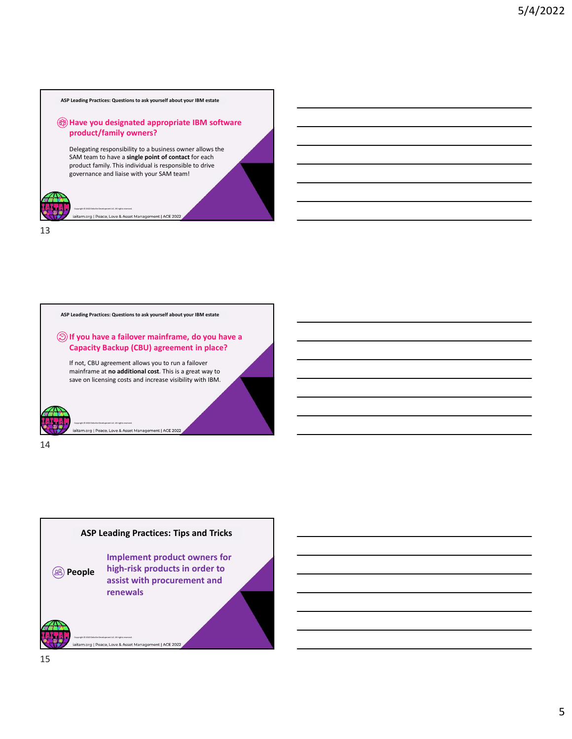## ASP Leading Practices: Questions to ask yourself about your IBM estate

### Have you designated appropriate IBM software product/family owners?

Delegating responsibility to a business owner allows the SAM team to have a **single point of contact** for each product family. This individual is responsible to drive governance and liaise with your SAM team!

Copyright © 2022 Deloitte Development LLC. All rights reserved.

iaitam.org | Peace, Love & Asset Management | ACE 2022

## ASP Leading Practices: Questions to ask yourself about your IBM estate

### If you have a failover mainframe, do you have a Capacity Backup (CBU) agreement in place?

If not, CBU agreement allows you to run a failover mainframe at **no additional cost**. This is a great way to save on licensing costs and increase visibility with IBM.

Copyright © 2022 Deloitte Development LLC. All rights reserved.

iaitam.org | Peace, Love & Asset Management | ACE 2022

## ASP Leading Practices: Tips and Tricks

**People**

**Implement product owners for high-risk products in order to assist with procurement and renewals**

Copyright © 2022 Deloitte Development LLC. All rights reserved.

iaitam.org | Peace, Love & Asset Management | ACE 2022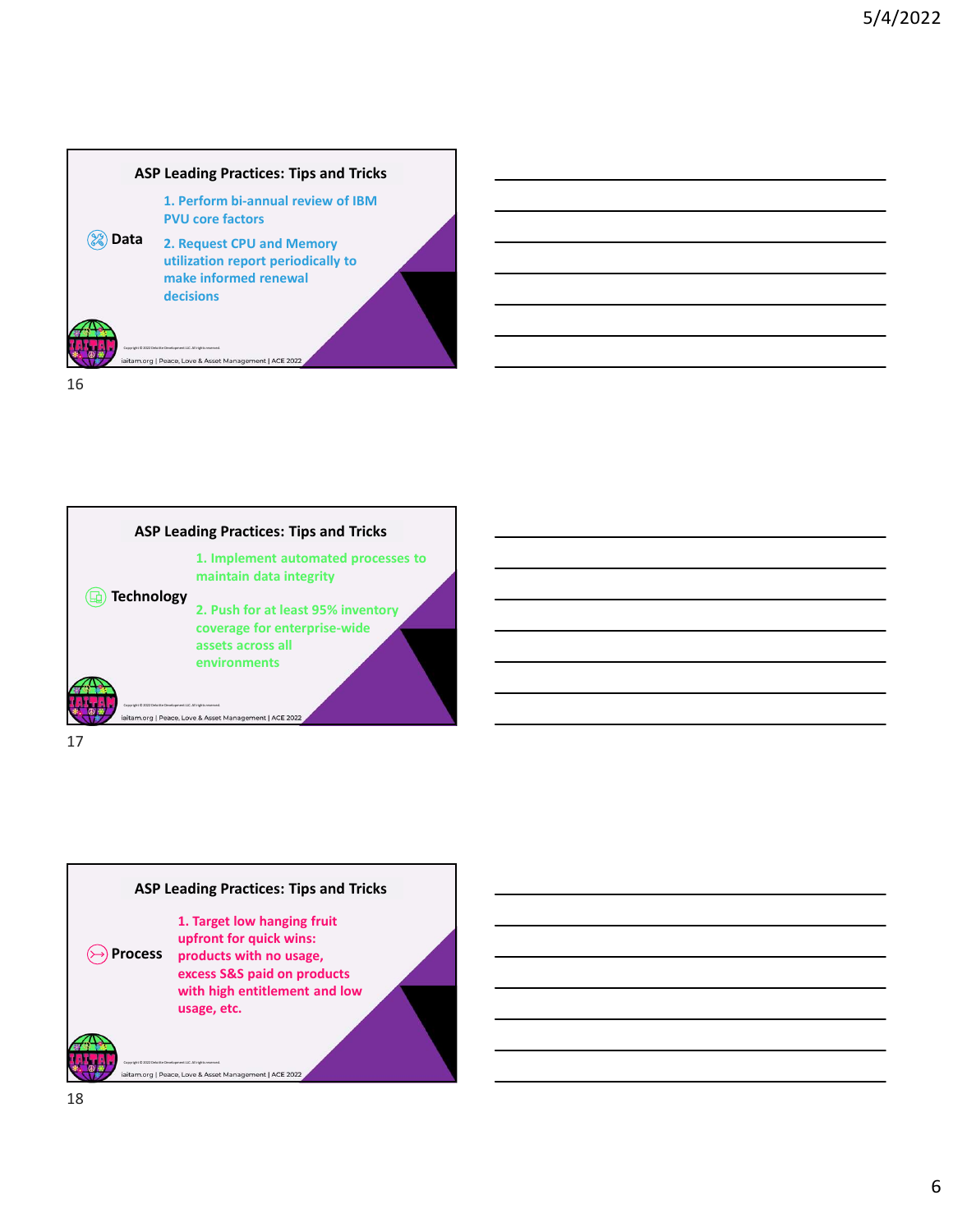## ASP Leading Practices: Tips and Tricks

**Data**

1. Perform bi-annual review of IBM PVU core factors
2. Request CPU and Memory utilization report periodically to make informed renewal decisions

Copyright © 2022 Deloitte Development LLC. All rights reserved.

iaitam.org | Peace, Love & Asset Management | ACE 2022

16

## ASP Leading Practices: Tips and Tricks

**Technology**

1. Implement automated processes to maintain data integrity
2. Push for at least 95% inventory coverage for enterprise-wide assets across all environments

Copyright © 2022 Deloitte Development LLC. All rights reserved.

iaitam.org | Peace, Love & Asset Management | ACE 2022

17

## ASP Leading Practices: Tips and Tricks

**Process**

1. Target low hanging fruit upfront for quick wins: products with no usage, excess S&S paid on products with high entitlement and low usage, etc.

Copyright © 2022 Deloitte Development LLC. All rights reserved.

iaitam.org | Peace, Love & Asset Management | ACE 2022

18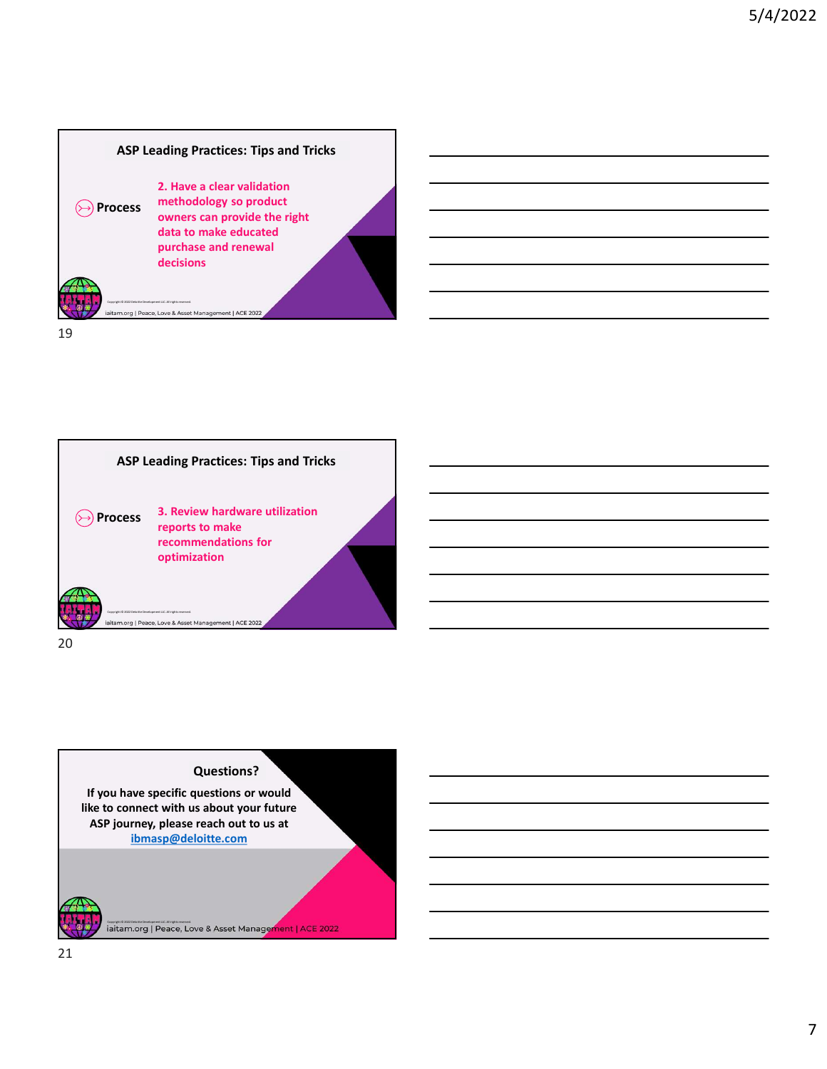## ASP Leading Practices: Tips and Tricks

**Process**

**2. Have a clear validation methodology so product owners can provide the right data to make educated purchase and renewal decisions**

Copyright © 2022 Deloitte Development LLC. All rights reserved.

iaitam.org | Peace, Love & Asset Management | ACE 2022

## ASP Leading Practices: Tips and Tricks

**Process**

**3. Review hardware utilization reports to make recommendations for optimization**

Copyright © 2022 Deloitte Development LLC. All rights reserved.

iaitam.org | Peace, Love & Asset Management | ACE 2022

## Questions?

**If you have specific questions or would like to connect with us about your future ASP journey, please reach out to us at [ibmasp@deloitte.com](mailto:ibmasp@deloitte.com)**

Copyright © 2022 Deloitte Development LLC. All rights reserved.

iaitam.org | Peace, Love & Asset Management | ACE 2022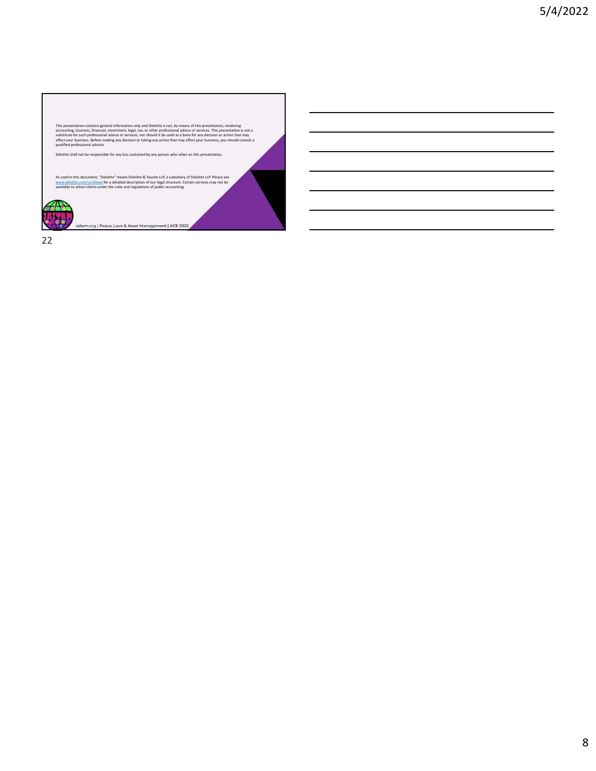This presentation contains general information only and Deloitte is not, by means of this presentation, rendering accounting, business, financial, investment, legal, tax, or other professional advice or services. This presentation is not a substitute for such professional advice or services, nor should it be used as a basis for any decision or action that may affect your business. Before making any decision or taking any action that may affect your business, you should consult a qualified professional advisor.

Deloitte shall not be responsible for any loss sustained by any person who relies on this presentation.

As used in this document, "Deloitte" means Deloitte & Touche LLP, a subsidiary of Deloitte LLP. Please see www.deloitte.com/us/about for a detailed description of our legal structure. Certain services may not be available to attest clients under the rules and regulations of public accounting.

iaitam.org | Peace, Love & Asset Management | ACE 2022

22